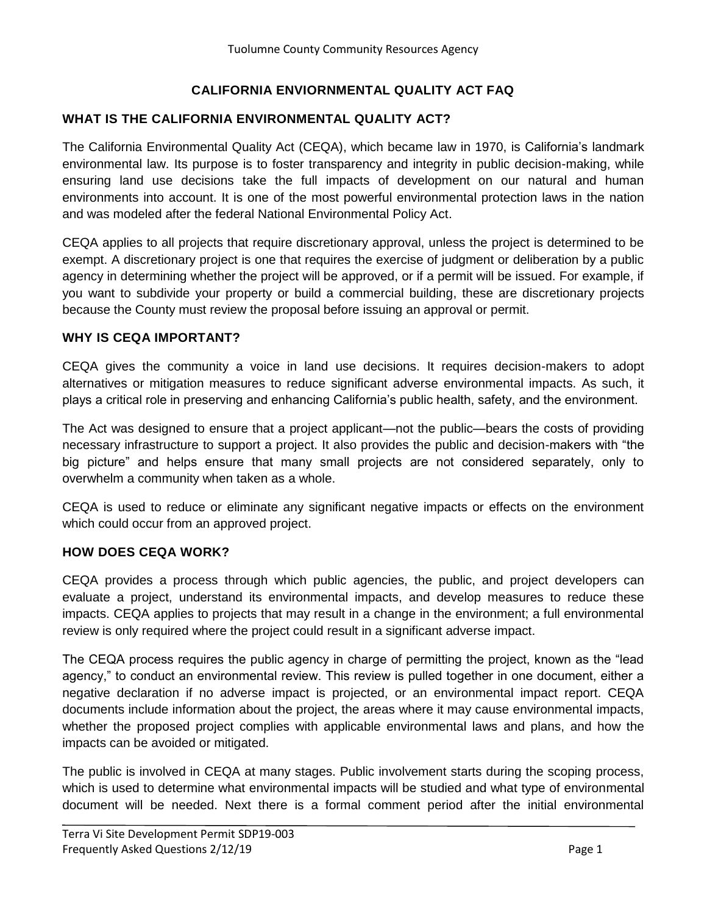# CALIFORNIA ENVIORNMENTAL QUALITY ACT FAQ

## WHAT IS THE CALIFORNIA ENVIRONMENTAL QUALITY ACT?

The California Environmental Quality Act (CEQA), which became law in 1970, is California's landmark environmental law. Its purpose is to foster transparency and integrity in public decision-making, while ensuring land use decisions take the full impacts of development on our natural and human environments into account. It is one of the most powerful environmental protection laws in the nation and was modeled after the federal National Environmental Policy Act.

CEQA applies to all projects that require discretionary approval, unless the project is determined to be exempt. A discretionary project is one that requires the exercise of judgment or deliberation by a public agency in determining whether the project will be approved, or if a permit will be issued. For example, if you want to subdivide your property or build a commercial building, these are discretionary projects because the County must review the proposal before issuing an approval or permit.

## WHY IS CEQA IMPORTANT?

CEQA gives the community a voice in land use decisions. It requires decision-makers to adopt alternatives or mitigation measures to reduce significant adverse environmental impacts. As such, it plays a critical role in preserving and enhancing California's public health, safety, and the environment.

The Act was designed to ensure that a project applicant—not the public—bears the costs of providing necessary infrastructure to support a project. It also provides the public and decision-makers with "the big picture" and helps ensure that many small projects are not considered separately, only to overwhelm a community when taken as a whole.

CEQA is used to reduce or eliminate any significant negative impacts or effects on the environment which could occur from an approved project.

## HOW DOES CEQA WORK?

CEQA provides a process through which public agencies, the public, and project developers can evaluate a project, understand its environmental impacts, and develop measures to reduce these impacts. CEQA applies to projects that may result in a change in the environment; a full environmental review is only required where the project could result in a significant adverse impact.

The CEQA process requires the public agency in charge of permitting the project, known as the "lead agency," to conduct an environmental review. This review is pulled together in one document, either a negative declaration if no adverse impact is projected, or an environmental impact report. CEQA documents include information about the project, the areas where it may cause environmental impacts, whether the proposed project complies with applicable environmental laws and plans, and how the impacts can be avoided or mitigated.

The public is involved in CEQA at many stages. Public involvement starts during the scoping process, which is used to determine what environmental impacts will be studied and what type of environmental document will be needed. Next there is a formal comment period after the initial environmental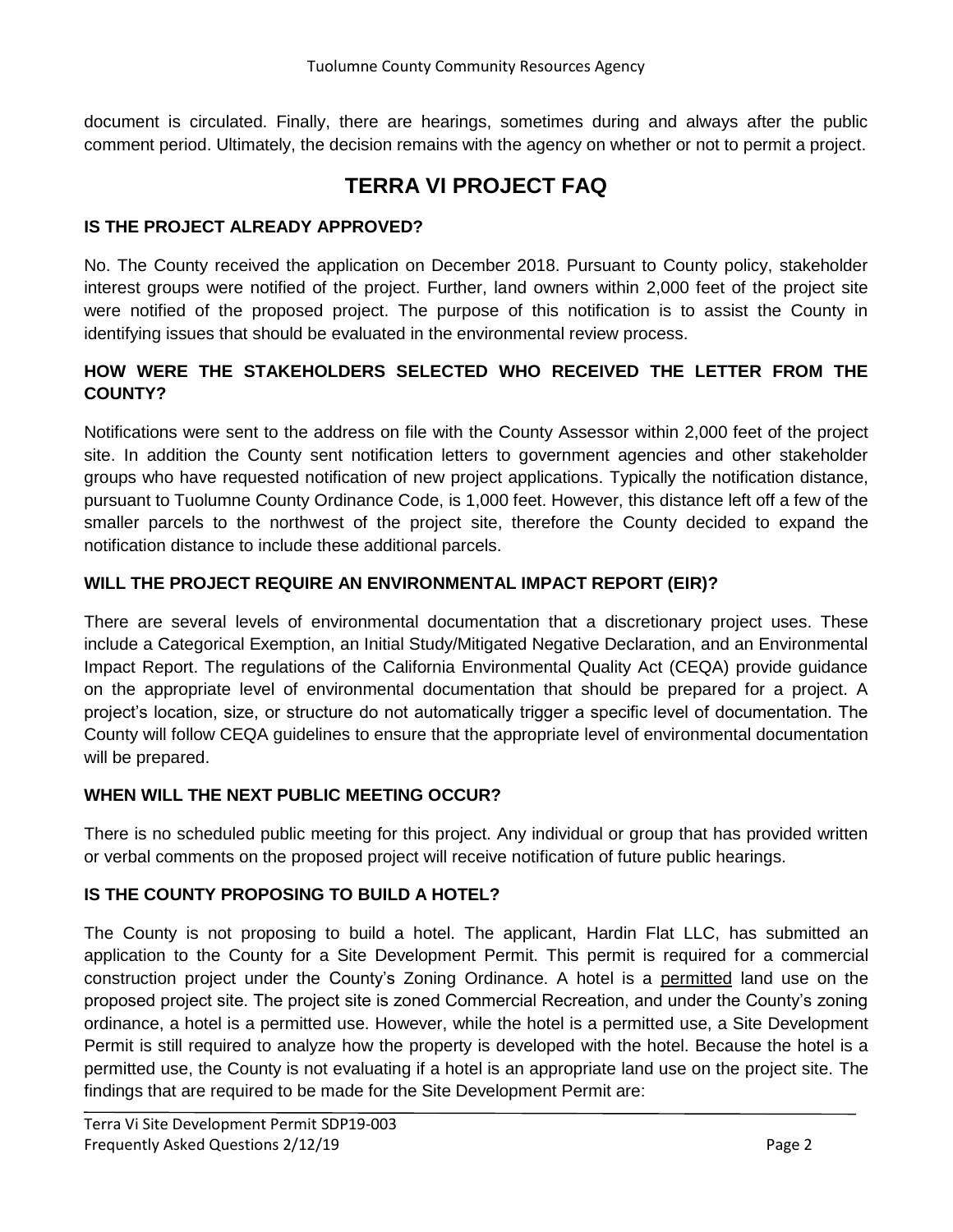document is circulated. Finally, there are hearings, sometimes during and always after the public comment period. Ultimately, the decision remains with the agency on whether or not to permit a project.

# TERRA VI PROJECT FAQ

### IS THE PROJECT ALREADY APPROVED?

No. The County received the application on December 2018. Pursuant to County policy, stakeholder interest groups were notified of the project. Further, land owners within 2,000 feet of the project site were notified of the proposed project. The purpose of this notification is to assist the County in identifying issues that should be evaluated in the environmental review process.

### HOW WERE THE STAKEHOLDERS SELECTED WHO RECEIVED THE LETTER FROM THE COUNTY?

Notifications were sent to the address on file with the County Assessor within 2,000 feet of the project site. In addition the County sent notification letters to government agencies and other stakeholder groups who have requested notification of new project applications. Typically the notification distance, pursuant to Tuolumne County Ordinance Code, is 1,000 feet. However, this distance left off a few of the smaller parcels to the northwest of the project site, therefore the County decided to expand the notification distance to include these additional parcels.

### WILL THE PROJECT REQUIRE AN ENVIRONMENTAL IMPACT REPORT (EIR)?

There are several levels of environmental documentation that a discretionary project uses. These include a Categorical Exemption, an Initial Study/Mitigated Negative Declaration, and an Environmental Impact Report. The regulations of the California Environmental Quality Act (CEQA) provide guidance on the appropriate level of environmental documentation that should be prepared for a project. A project's location, size, or structure do not automatically trigger a specific level of documentation. The County will follow CEQA guidelines to ensure that the appropriate level of environmental documentation will be prepared.

### WHEN WILL THE NEXT PUBLIC MEETING OCCUR?

There is no scheduled public meeting for this project. Any individual or group that has provided written or verbal comments on the proposed project will receive notification of future public hearings.

### IS THE COUNTY PROPOSING TO BUILD A HOTEL?

The County is not proposing to build a hotel. The applicant, Hardin Flat LLC, has submitted an application to the County for a Site Development Permit. This permit is required for a commercial construction project under the County's Zoning Ordinance. A hotel is a permitted land use on the proposed project site. The project site is zoned Commercial Recreation, and under the County's zoning ordinance, a hotel is a permitted use. However, while the hotel is a permitted use, a Site Development Permit is still required to analyze how the property is developed with the hotel. Because the hotel is a permitted use, the County is not evaluating if a hotel is an appropriate land use on the project site. The findings that are required to be made for the Site Development Permit are: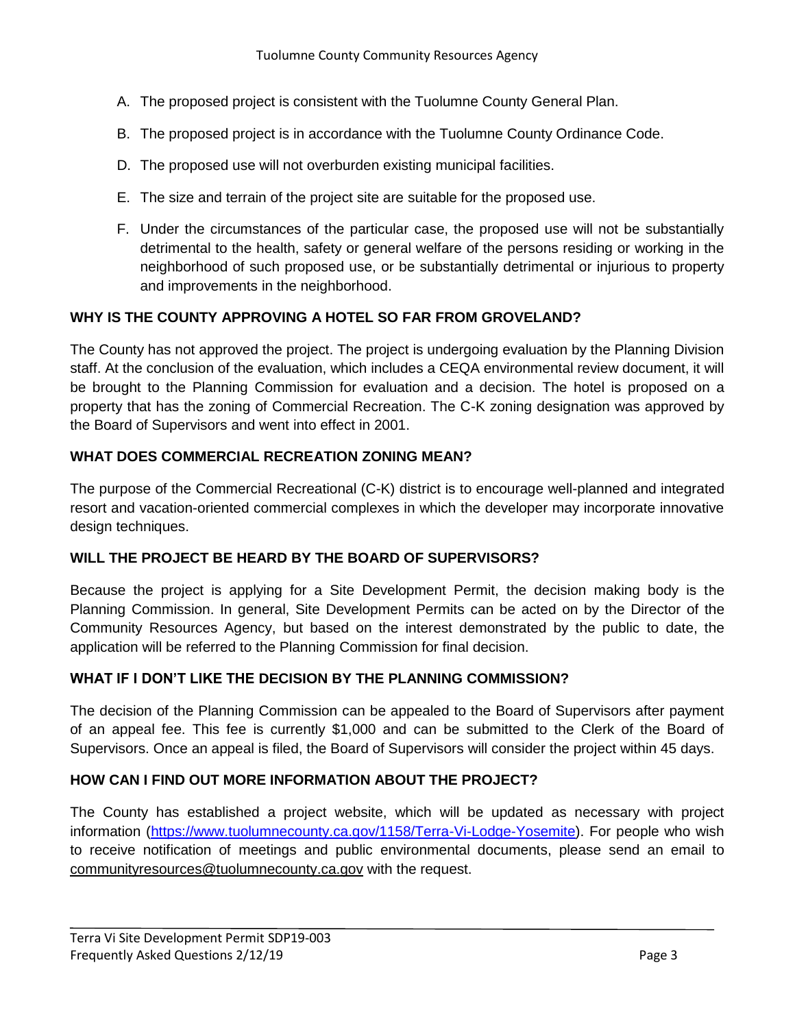A. The proposed project is consistent with the Tuolumne County General Plan.

B. The proposed project is in accordance with the Tuolumne County Ordinance Code.

D. The proposed use will not overburden existing municipal facilities.

E. The size and terrain of the project site are suitable for the proposed use.

F. Under the circumstances of the particular case, the proposed use will not be substantially detrimental to the health, safety or general welfare of the persons residing or working in the neighborhood of such proposed use, or be substantially detrimental or injurious to property and improvements in the neighborhood.

**WHY IS THE COUNTY APPROVING A HOTEL SO FAR FROM GROVELAND?**

The County has not approved the project. The project is undergoing evaluation by the Planning Division staff. At the conclusion of the evaluation, which includes a CEQA environmental review document, it will be brought to the Planning Commission for evaluation and a decision. The hotel is proposed on a property that has the zoning of Commercial Recreation. The C-K zoning designation was approved by the Board of Supervisors and went into effect in 2001.

**WHAT DOES COMMERCIAL RECREATION ZONING MEAN?**

The purpose of the Commercial Recreational (C-K) district is to encourage well-planned and integrated resort and vacation-oriented commercial complexes in which the developer may incorporate innovative design techniques.

**WILL THE PROJECT BE HEARD BY THE BOARD OF SUPERVISORS?**

Because the project is applying for a Site Development Permit, the decision making body is the Planning Commission. In general, Site Development Permits can be acted on by the Director of the Community Resources Agency, but based on the interest demonstrated by the public to date, the application will be referred to the Planning Commission for final decision.

**WHAT IF I DON'T LIKE THE DECISION BY THE PLANNING COMMISSION?**

The decision of the Planning Commission can be appealed to the Board of Supervisors after payment of an appeal fee. This fee is currently $1,000 and can be submitted to the Clerk of the Board of Supervisors. Once an appeal is filed, the Board of Supervisors will consider the project within 45 days.

**HOW CAN I FIND OUT MORE INFORMATION ABOUT THE PROJECT?**

The County has established a project website, which will be updated as necessary with project information (https://www.tuolumnecounty.ca.gov/1158/Terra-Vi-Lodge-Yosemite). For people who wish to receive notification of meetings and public environmental documents, please send an email to communityresources@tuolumnecounty.ca.gov with the request.